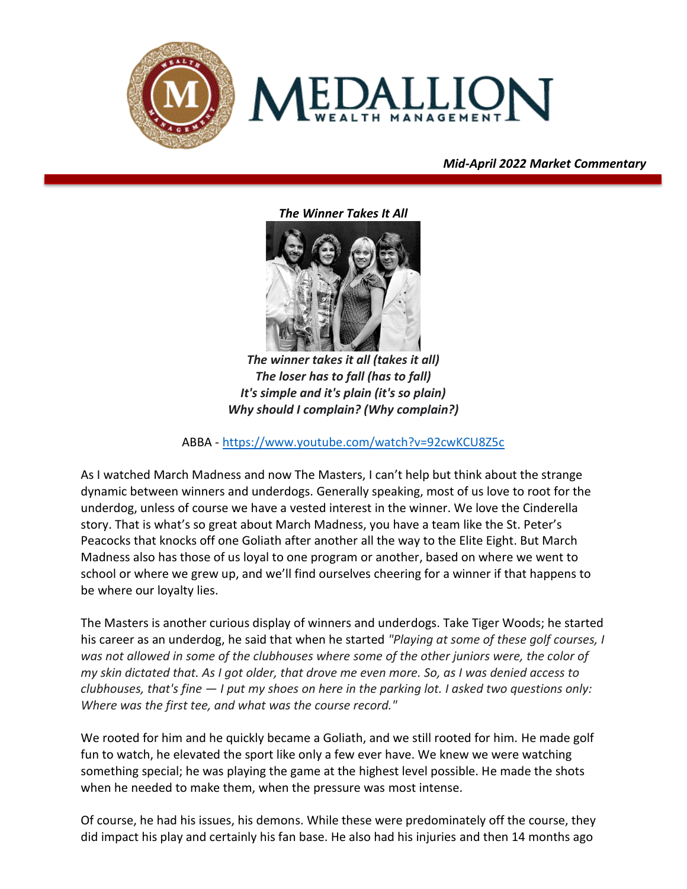*Mid-April 2022 Market Commentary*

***The Winner Takes It All***

***The winner takes it all (takes it all)***
***The loser has to fall (has to fall)***
***It's simple and it's plain (it's so plain)***
***Why should I complain? (Why complain?)***

ABBA - [https://www.youtube.com/watch?v=92cwKCU8Z5c](https://www.youtube.com/watch?v=92cwKCU8Z5c)

As I watched March Madness and now The Masters, I can't help but think about the strange dynamic between winners and underdogs. Generally speaking, most of us love to root for the underdog, unless of course we have a vested interest in the winner. We love the Cinderella story. That is what's so great about March Madness, you have a team like the St. Peter's Peacocks that knocks off one Goliath after another all the way to the Elite Eight. But March Madness also has those of us loyal to one program or another, based on where we went to school or where we grew up, and we'll find ourselves cheering for a winner if that happens to be where our loyalty lies.

The Masters is another curious display of winners and underdogs. Take Tiger Woods; he started his career as an underdog, he said that when he started *"Playing at some of these golf courses, I was not allowed in some of the clubhouses where some of the other juniors were, the color of my skin dictated that. As I got older, that drove me even more. So, as I was denied access to clubhouses, that's fine — I put my shoes on here in the parking lot. I asked two questions only: Where was the first tee, and what was the course record."*

We rooted for him and he quickly became a Goliath, and we still rooted for him. He made golf fun to watch, he elevated the sport like only a few ever have. We knew we were watching something special; he was playing the game at the highest level possible. He made the shots when he needed to make them, when the pressure was most intense.

Of course, he had his issues, his demons. While these were predominately off the course, they did impact his play and certainly his fan base. He also had his injuries and then 14 months ago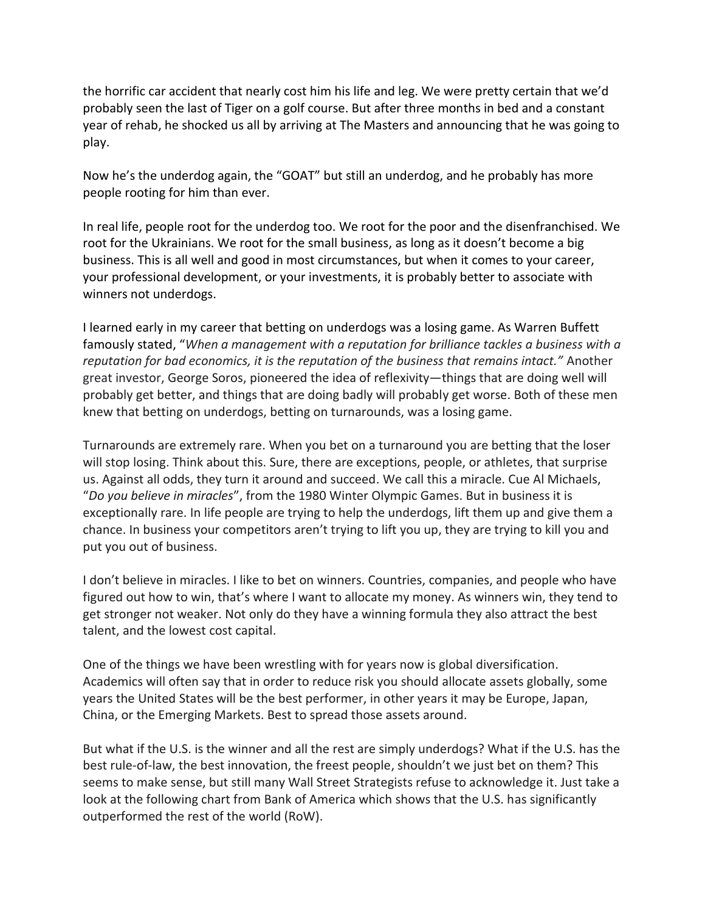the horrific car accident that nearly cost him his life and leg. We were pretty certain that we'd probably seen the last of Tiger on a golf course. But after three months in bed and a constant year of rehab, he shocked us all by arriving at The Masters and announcing that he was going to play.

Now he's the underdog again, the "GOAT" but still an underdog, and he probably has more people rooting for him than ever.

In real life, people root for the underdog too. We root for the poor and the disenfranchised. We root for the Ukrainians. We root for the small business, as long as it doesn't become a big business. This is all well and good in most circumstances, but when it comes to your career, your professional development, or your investments, it is probably better to associate with winners not underdogs.

I learned early in my career that betting on underdogs was a losing game. As Warren Buffett famously stated, "*When a management with a reputation for brilliance tackles a business with a reputation for bad economics, it is the reputation of the business that remains intact.*" Another great investor, George Soros, pioneered the idea of reflexivity—things that are doing well will probably get better, and things that are doing badly will probably get worse. Both of these men knew that betting on underdogs, betting on turnarounds, was a losing game.

Turnarounds are extremely rare. When you bet on a turnaround you are betting that the loser will stop losing. Think about this. Sure, there are exceptions, people, or athletes, that surprise us. Against all odds, they turn it around and succeed. We call this a miracle. Cue Al Michaels, "*Do you believe in miracles*", from the 1980 Winter Olympic Games. But in business it is exceptionally rare. In life people are trying to help the underdogs, lift them up and give them a chance. In business your competitors aren't trying to lift you up, they are trying to kill you and put you out of business.

I don't believe in miracles. I like to bet on winners. Countries, companies, and people who have figured out how to win, that's where I want to allocate my money. As winners win, they tend to get stronger not weaker. Not only do they have a winning formula they also attract the best talent, and the lowest cost capital.

One of the things we have been wrestling with for years now is global diversification. Academics will often say that in order to reduce risk you should allocate assets globally, some years the United States will be the best performer, in other years it may be Europe, Japan, China, or the Emerging Markets. Best to spread those assets around.

But what if the U.S. is the winner and all the rest are simply underdogs? What if the U.S. has the best rule-of-law, the best innovation, the freest people, shouldn't we just bet on them? This seems to make sense, but still many Wall Street Strategists refuse to acknowledge it. Just take a look at the following chart from Bank of America which shows that the U.S. has significantly outperformed the rest of the world (RoW).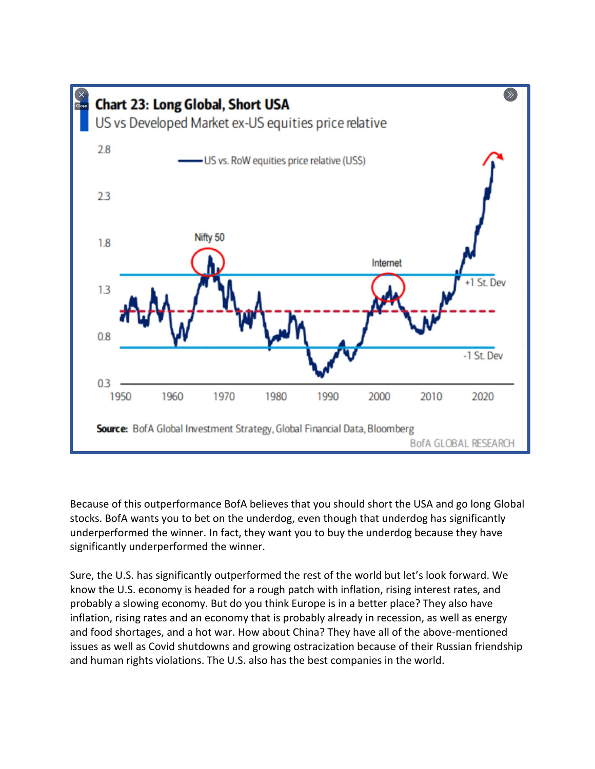**Chart 23: Long Global, Short USA**

US vs Developed Market ex-US equities price relative

Source: BofA Global Investment Strategy, Global Financial Data, Bloomberg

BofA GLOBAL RESEARCH

Because of this outperformance BofA believes that you should short the USA and go long Global stocks. BofA wants you to bet on the underdog, even though that underdog has significantly underperformed the winner. In fact, they want you to buy the underdog because they have significantly underperformed the winner.

Sure, the U.S. has significantly outperformed the rest of the world but let's look forward. We know the U.S. economy is headed for a rough patch with inflation, rising interest rates, and probably a slowing economy. But do you think Europe is in a better place? They also have inflation, rising rates and an economy that is probably already in recession, as well as energy and food shortages, and a hot war. How about China? They have all of the above-mentioned issues as well as Covid shutdowns and growing ostracization because of their Russian friendship and human rights violations. The U.S. also has the best companies in the world.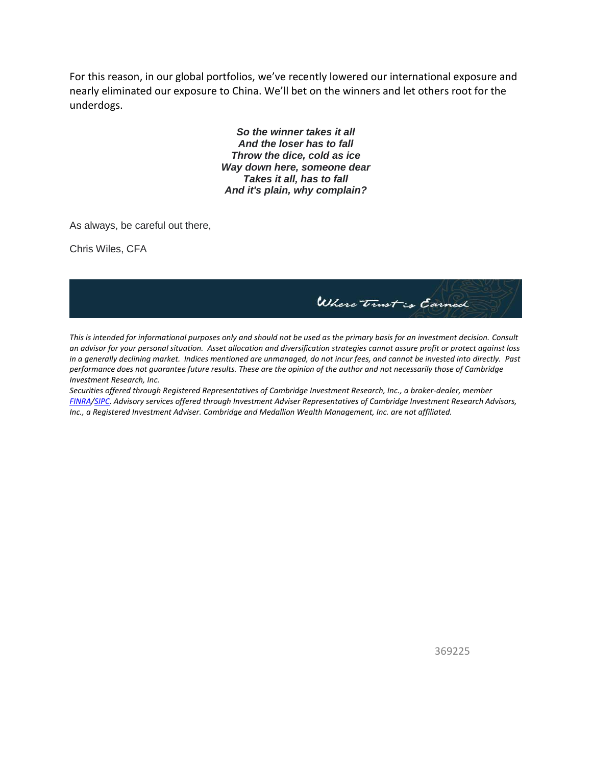For this reason, in our global portfolios, we've recently lowered our international exposure and nearly eliminated our exposure to China. We'll bet on the winners and let others root for the underdogs.

***So the winner takes it all***
***And the loser has to fall***
***Throw the dice, cold as ice***
***Way down here, someone dear***
***Takes it all, has to fall***
***And it's plain, why complain?***

As always, be careful out there,

Chris Wiles, CFA

Where Trust is Earned

*This is intended for informational purposes only and should not be used as the primary basis for an investment decision. Consult an advisor for your personal situation. Asset allocation and diversification strategies cannot assure profit or protect against loss in a generally declining market. Indices mentioned are unmanaged, do not incur fees, and cannot be invested into directly. Past performance does not guarantee future results. These are the opinion of the author and not necessarily those of Cambridge Investment Research, Inc.*

*Securities offered through Registered Representatives of Cambridge Investment Research, Inc., a broker-dealer, member FINRA/SIPC. Advisory services offered through Investment Adviser Representatives of Cambridge Investment Research Advisors, Inc., a Registered Investment Adviser. Cambridge and Medallion Wealth Management, Inc. are not affiliated.*

369225